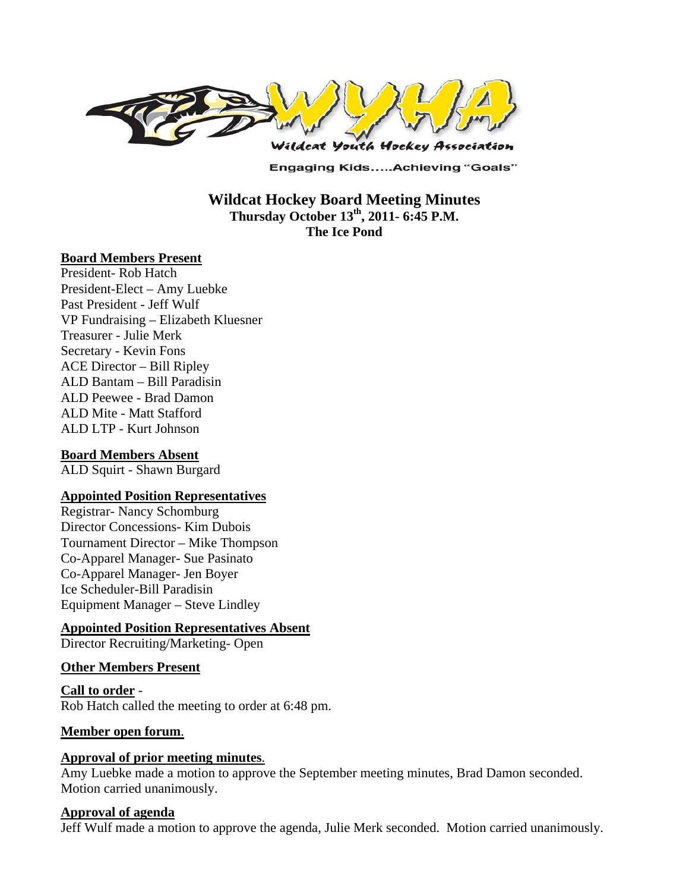Wildcat Youth Hockey Association

Engaging Kids.....Achieving "Goals"

# Wildcat Hockey Board Meeting Minutes

**Thursday October 13th, 2011- 6:45 P.M.**
**The Ice Pond**

**Board Members Present**

President- Rob Hatch
President-Elect – Amy Luebke
Past President - Jeff Wulf
VP Fundraising – Elizabeth Kluesner
Treasurer - Julie Merk
Secretary - Kevin Fons
ACE Director – Bill Ripley
ALD Bantam – Bill Paradisin
ALD Peewee - Brad Damon
ALD Mite - Matt Stafford
ALD LTP - Kurt Johnson

**Board Members Absent**

ALD Squirt - Shawn Burgard

**Appointed Position Representatives**

Registrar- Nancy Schomburg
Director Concessions- Kim Dubois
Tournament Director – Mike Thompson
Co-Apparel Manager- Sue Pasinato
Co-Apparel Manager- Jen Boyer
Ice Scheduler-Bill Paradisin
Equipment Manager – Steve Lindley

**Appointed Position Representatives Absent**

Director Recruiting/Marketing- Open

**Other Members Present**

**Call to order** -
Rob Hatch called the meeting to order at 6:48 pm.

**Member open forum**.

**Approval of prior meeting minutes**.

Amy Luebke made a motion to approve the September meeting minutes, Brad Damon seconded. Motion carried unanimously.

**Approval of agenda**

Jeff Wulf made a motion to approve the agenda, Julie Merk seconded. Motion carried unanimously.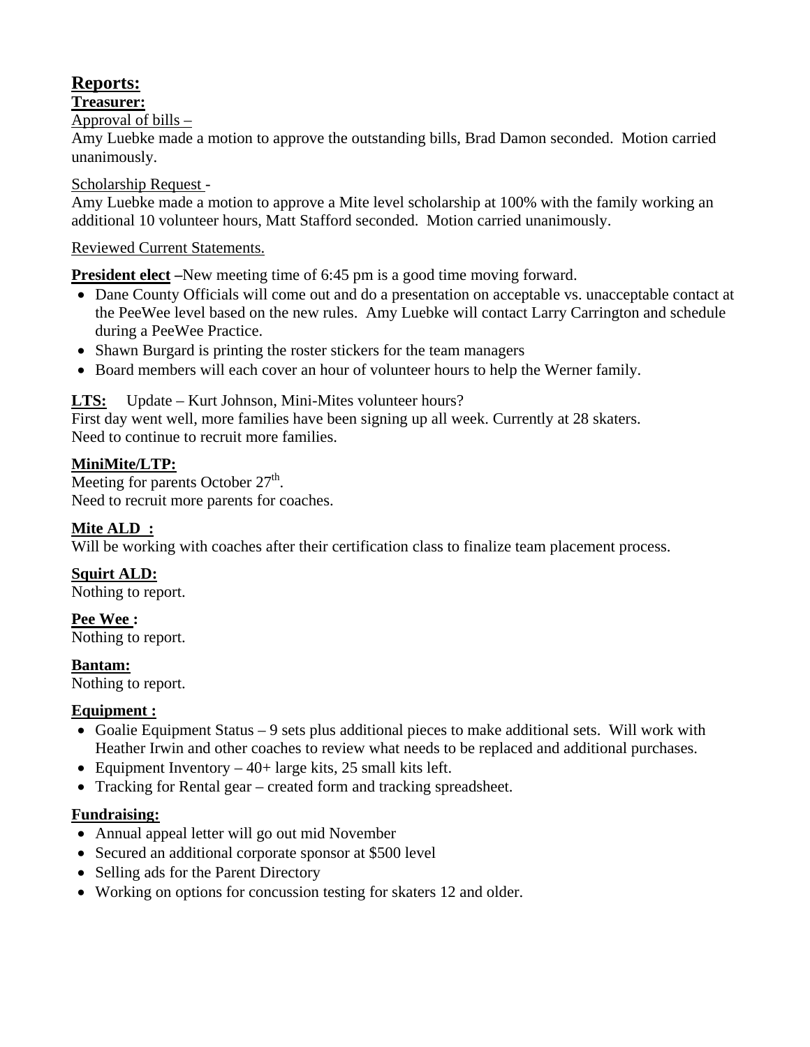## Reports:

### Treasurer:

Approval of bills –

Amy Luebke made a motion to approve the outstanding bills, Brad Damon seconded. Motion carried unanimously.

Scholarship Request -

Amy Luebke made a motion to approve a Mite level scholarship at 100% with the family working an additional 10 volunteer hours, Matt Stafford seconded. Motion carried unanimously.

Reviewed Current Statements.

**President elect** –New meeting time of 6:45 pm is a good time moving forward.

- Dane County Officials will come out and do a presentation on acceptable vs. unacceptable contact at the PeeWee level based on the new rules. Amy Luebke will contact Larry Carrington and schedule during a PeeWee Practice.
- Shawn Burgard is printing the roster stickers for the team managers
- Board members will each cover an hour of volunteer hours to help the Werner family.

**LTS:** Update – Kurt Johnson, Mini-Mites volunteer hours?
First day went well, more families have been signing up all week. Currently at 28 skaters.
Need to continue to recruit more families.

**MiniMite/LTP:**

Meeting for parents October 27th.
Need to recruit more parents for coaches.

**Mite ALD :**

Will be working with coaches after their certification class to finalize team placement process.

**Squirt ALD:**

Nothing to report.

**Pee Wee :**

Nothing to report.

**Bantam:**

Nothing to report.

**Equipment :**

- Goalie Equipment Status – 9 sets plus additional pieces to make additional sets. Will work with Heather Irwin and other coaches to review what needs to be replaced and additional purchases.
- Equipment Inventory – 40+ large kits, 25 small kits left.
- Tracking for Rental gear – created form and tracking spreadsheet.

**Fundraising:**

- Annual appeal letter will go out mid November
- Secured an additional corporate sponsor at $500 level
- Selling ads for the Parent Directory
- Working on options for concussion testing for skaters 12 and older.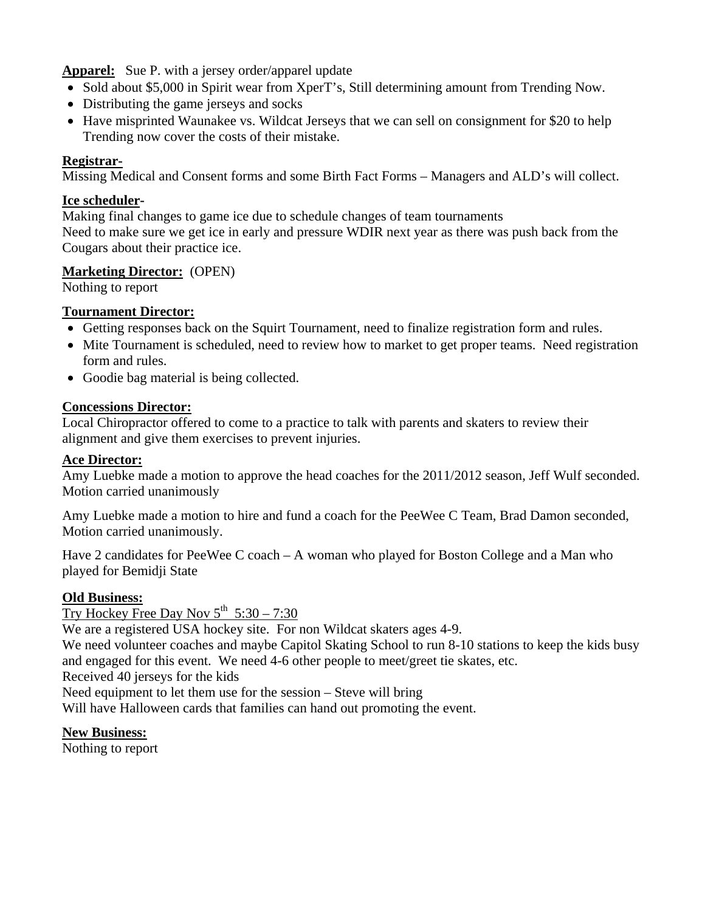**Apparel:** Sue P. with a jersey order/apparel update

- Sold about $5,000 in Spirit wear from XperT's, Still determining amount from Trending Now.
- Distributing the game jerseys and socks
- Have misprinted Waunakee vs. Wildcat Jerseys that we can sell on consignment for $20 to help Trending now cover the costs of their mistake.

**Registrar-**

Missing Medical and Consent forms and some Birth Fact Forms – Managers and ALD's will collect.

**Ice scheduler-**

Making final changes to game ice due to schedule changes of team tournaments
Need to make sure we get ice in early and pressure WDIR next year as there was push back from the Cougars about their practice ice.

**Marketing Director:** (OPEN)

Nothing to report

**Tournament Director:**

- Getting responses back on the Squirt Tournament, need to finalize registration form and rules.
- Mite Tournament is scheduled, need to review how to market to get proper teams. Need registration form and rules.
- Goodie bag material is being collected.

**Concessions Director:**

Local Chiropractor offered to come to a practice to talk with parents and skaters to review their alignment and give them exercises to prevent injuries.

**Ace Director:**

Amy Luebke made a motion to approve the head coaches for the 2011/2012 season, Jeff Wulf seconded. Motion carried unanimously

Amy Luebke made a motion to hire and fund a coach for the PeeWee C Team, Brad Damon seconded, Motion carried unanimously.

Have 2 candidates for PeeWee C coach – A woman who played for Boston College and a Man who played for Bemidji State

**Old Business:**

Try Hockey Free Day Nov 5th 5:30 – 7:30

We are a registered USA hockey site. For non Wildcat skaters ages 4-9.
We need volunteer coaches and maybe Capitol Skating School to run 8-10 stations to keep the kids busy and engaged for this event. We need 4-6 other people to meet/greet tie skates, etc.
Received 40 jerseys for the kids
Need equipment to let them use for the session – Steve will bring
Will have Halloween cards that families can hand out promoting the event.

**New Business:**

Nothing to report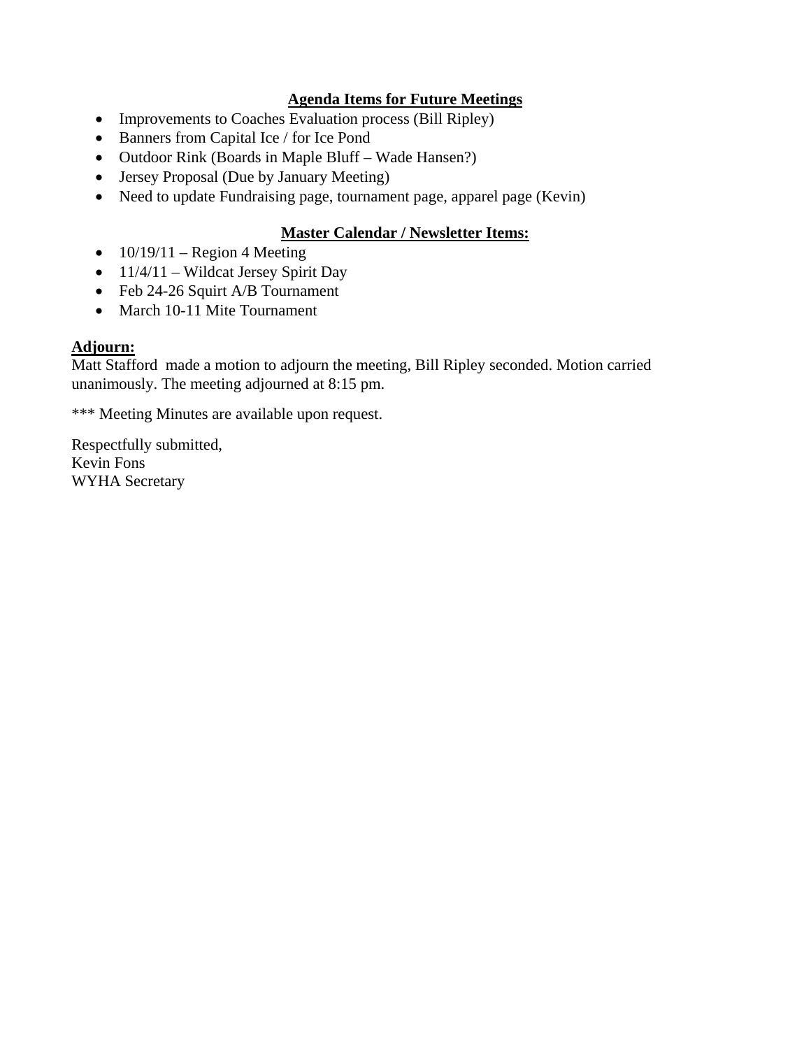## Agenda Items for Future Meetings

- Improvements to Coaches Evaluation process (Bill Ripley)
- Banners from Capital Ice / for Ice Pond
- Outdoor Rink (Boards in Maple Bluff – Wade Hansen?)
- Jersey Proposal (Due by January Meeting)
- Need to update Fundraising page, tournament page, apparel page (Kevin)

## Master Calendar / Newsletter Items:

- 10/19/11 – Region 4 Meeting
- 11/4/11 – Wildcat Jersey Spirit Day
- Feb 24-26 Squirt A/B Tournament
- March 10-11 Mite Tournament

**Adjourn:**

Matt Stafford made a motion to adjourn the meeting, Bill Ripley seconded. Motion carried unanimously. The meeting adjourned at 8:15 pm.

*** Meeting Minutes are available upon request.

Respectfully submitted,
Kevin Fons
WYHA Secretary